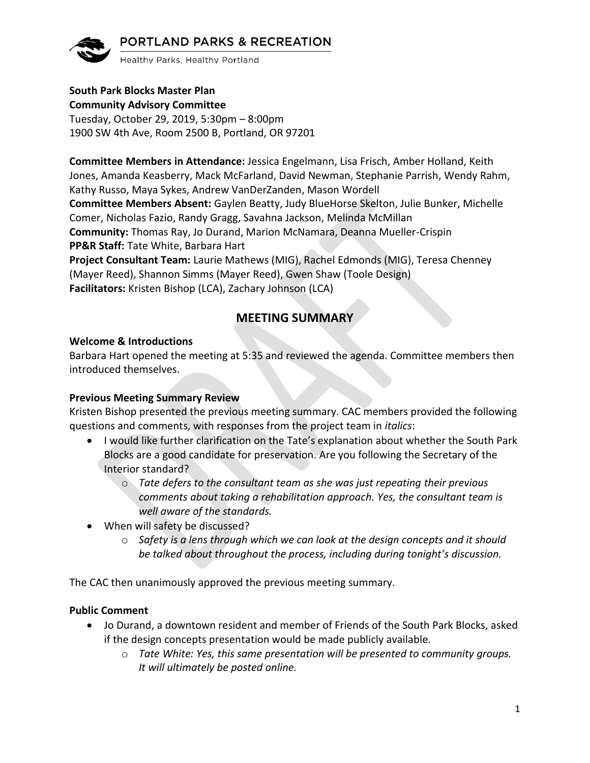**South Park Blocks Master Plan**
**Community Advisory Committee**
Tuesday, October 29, 2019, 5:30pm – 8:00pm
1900 SW 4th Ave, Room 2500 B, Portland, OR 97201

**Committee Members in Attendance:** Jessica Engelmann, Lisa Frisch, Amber Holland, Keith Jones, Amanda Keasberry, Mack McFarland, David Newman, Stephanie Parrish, Wendy Rahm, Kathy Russo, Maya Sykes, Andrew VanDerZanden, Mason Wordell
**Committee Members Absent:** Gaylen Beatty, Judy BlueHorse Skelton, Julie Bunker, Michelle Comer, Nicholas Fazio, Randy Gragg, Savahna Jackson, Melinda McMillan
**Community:** Thomas Ray, Jo Durand, Marion McNamara, Deanna Mueller-Crispin
**PP&R Staff:** Tate White, Barbara Hart
**Project Consultant Team:** Laurie Mathews (MIG), Rachel Edmonds (MIG), Teresa Chenney (Mayer Reed), Shannon Simms (Mayer Reed), Gwen Shaw (Toole Design)
**Facilitators:** Kristen Bishop (LCA), Zachary Johnson (LCA)

## MEETING SUMMARY

**Welcome & Introductions**
Barbara Hart opened the meeting at 5:35 and reviewed the agenda. Committee members then introduced themselves.

**Previous Meeting Summary Review**
Kristen Bishop presented the previous meeting summary. CAC members provided the following questions and comments, with responses from the project team in *italics*:

- I would like further clarification on the Tate's explanation about whether the South Park Blocks are a good candidate for preservation. Are you following the Secretary of the Interior standard?
  - *Tate defers to the consultant team as she was just repeating their previous comments about taking a rehabilitation approach. Yes, the consultant team is well aware of the standards.*
- When will safety be discussed?
  - *Safety is a lens through which we can look at the design concepts and it should be talked about throughout the process, including during tonight's discussion.*

The CAC then unanimously approved the previous meeting summary.

**Public Comment**

- Jo Durand, a downtown resident and member of Friends of the South Park Blocks, asked if the design concepts presentation would be made publicly available.
  - *Tate White: Yes, this same presentation will be presented to community groups. It will ultimately be posted online.*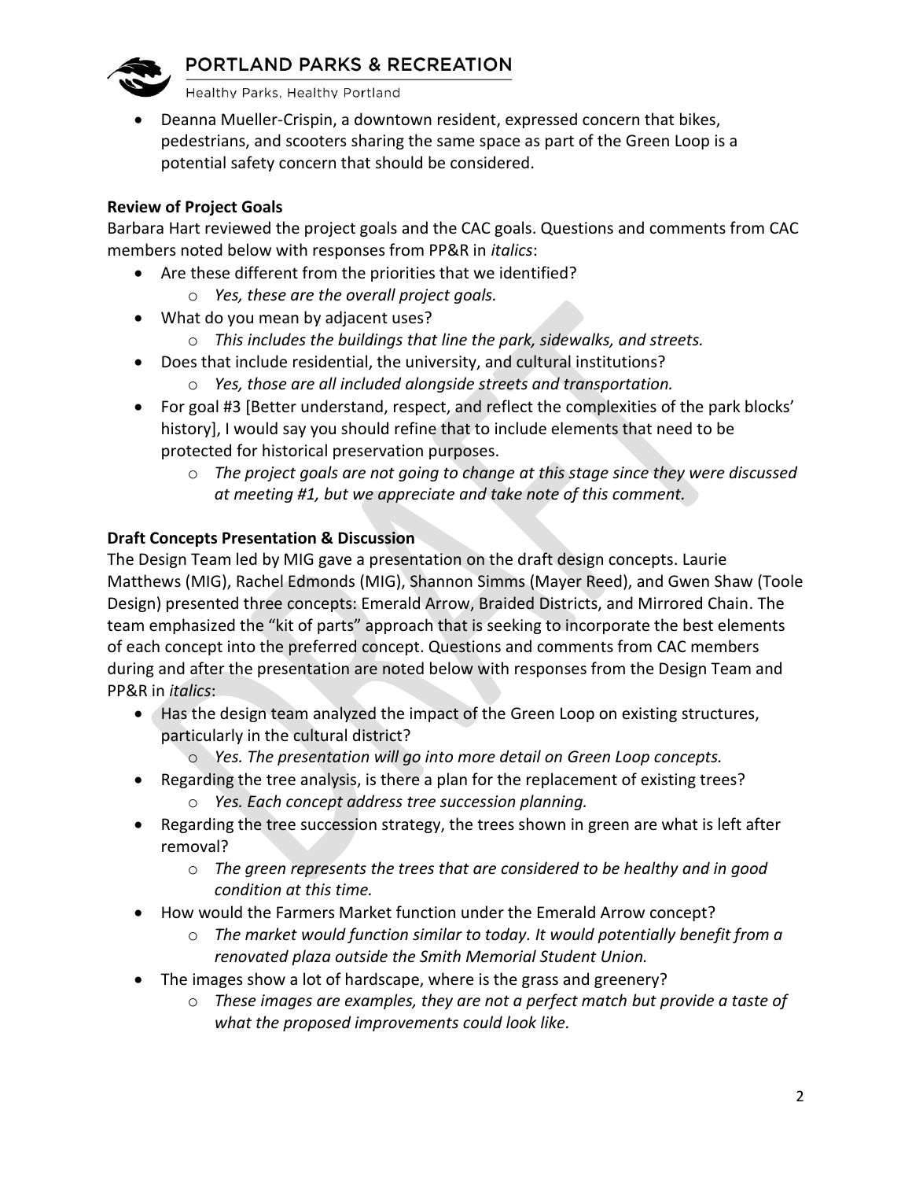- Deanna Mueller-Crispin, a downtown resident, expressed concern that bikes, pedestrians, and scooters sharing the same space as part of the Green Loop is a potential safety concern that should be considered.

**Review of Project Goals**

Barbara Hart reviewed the project goals and the CAC goals. Questions and comments from CAC members noted below with responses from PP&R in *italics*:

- Are these different from the priorities that we identified?
  - *Yes, these are the overall project goals.*
- What do you mean by adjacent uses?
  - *This includes the buildings that line the park, sidewalks, and streets.*
- Does that include residential, the university, and cultural institutions?
  - *Yes, those are all included alongside streets and transportation.*
- For goal #3 [Better understand, respect, and reflect the complexities of the park blocks' history], I would say you should refine that to include elements that need to be protected for historical preservation purposes.
  - *The project goals are not going to change at this stage since they were discussed at meeting #1, but we appreciate and take note of this comment.*

**Draft Concepts Presentation & Discussion**

The Design Team led by MIG gave a presentation on the draft design concepts. Laurie Matthews (MIG), Rachel Edmonds (MIG), Shannon Simms (Mayer Reed), and Gwen Shaw (Toole Design) presented three concepts: Emerald Arrow, Braided Districts, and Mirrored Chain. The team emphasized the "kit of parts" approach that is seeking to incorporate the best elements of each concept into the preferred concept. Questions and comments from CAC members during and after the presentation are noted below with responses from the Design Team and PP&R in *italics*:

- Has the design team analyzed the impact of the Green Loop on existing structures, particularly in the cultural district?
  - *Yes. The presentation will go into more detail on Green Loop concepts.*
- Regarding the tree analysis, is there a plan for the replacement of existing trees?
  - *Yes. Each concept address tree succession planning.*
- Regarding the tree succession strategy, the trees shown in green are what is left after removal?
  - *The green represents the trees that are considered to be healthy and in good condition at this time.*
- How would the Farmers Market function under the Emerald Arrow concept?
  - *The market would function similar to today. It would potentially benefit from a renovated plaza outside the Smith Memorial Student Union.*
- The images show a lot of hardscape, where is the grass and greenery?
  - *These images are examples, they are not a perfect match but provide a taste of what the proposed improvements could look like.*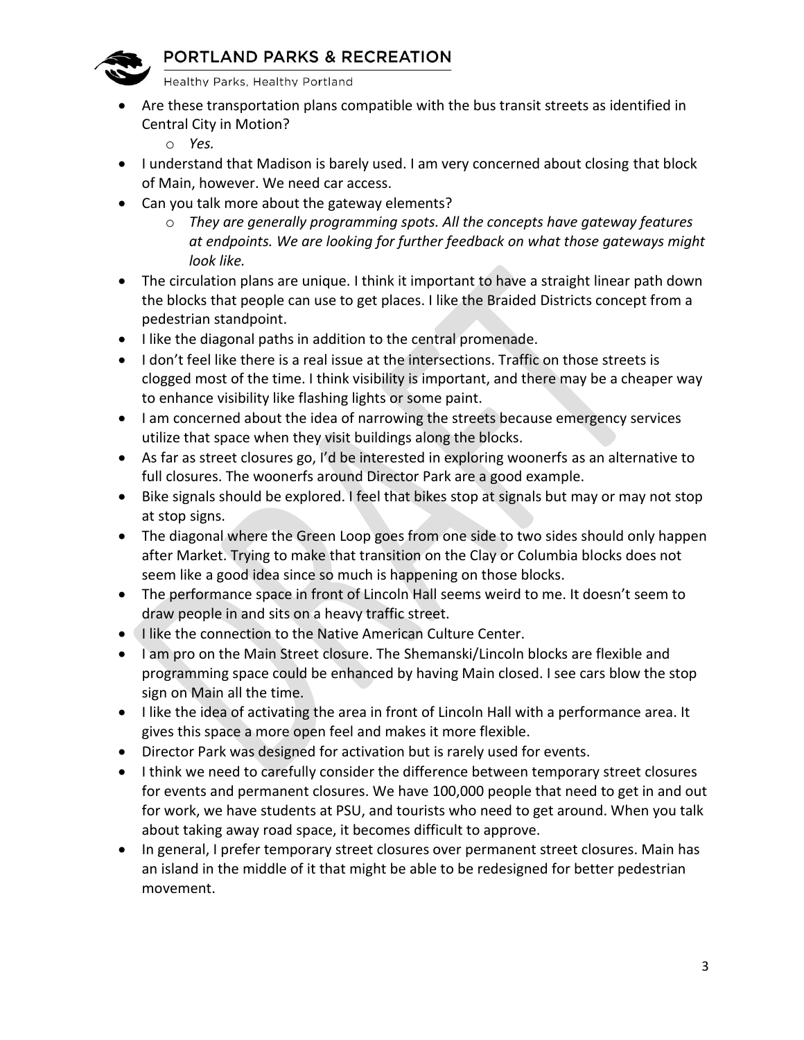- Are these transportation plans compatible with the bus transit streets as identified in Central City in Motion?
    - *Yes.*
- I understand that Madison is barely used. I am very concerned about closing that block of Main, however. We need car access.
- Can you talk more about the gateway elements?
    - *They are generally programming spots. All the concepts have gateway features at endpoints. We are looking for further feedback on what those gateways might look like.*
- The circulation plans are unique. I think it important to have a straight linear path down the blocks that people can use to get places. I like the Braided Districts concept from a pedestrian standpoint.
- I like the diagonal paths in addition to the central promenade.
- I don't feel like there is a real issue at the intersections. Traffic on those streets is clogged most of the time. I think visibility is important, and there may be a cheaper way to enhance visibility like flashing lights or some paint.
- I am concerned about the idea of narrowing the streets because emergency services utilize that space when they visit buildings along the blocks.
- As far as street closures go, I'd be interested in exploring woonerfs as an alternative to full closures. The woonerfs around Director Park are a good example.
- Bike signals should be explored. I feel that bikes stop at signals but may or may not stop at stop signs.
- The diagonal where the Green Loop goes from one side to two sides should only happen after Market. Trying to make that transition on the Clay or Columbia blocks does not seem like a good idea since so much is happening on those blocks.
- The performance space in front of Lincoln Hall seems weird to me. It doesn't seem to draw people in and sits on a heavy traffic street.
- I like the connection to the Native American Culture Center.
- I am pro on the Main Street closure. The Shemanski/Lincoln blocks are flexible and programming space could be enhanced by having Main closed. I see cars blow the stop sign on Main all the time.
- I like the idea of activating the area in front of Lincoln Hall with a performance area. It gives this space a more open feel and makes it more flexible.
- Director Park was designed for activation but is rarely used for events.
- I think we need to carefully consider the difference between temporary street closures for events and permanent closures. We have 100,000 people that need to get in and out for work, we have students at PSU, and tourists who need to get around. When you talk about taking away road space, it becomes difficult to approve.
- In general, I prefer temporary street closures over permanent street closures. Main has an island in the middle of it that might be able to be redesigned for better pedestrian movement.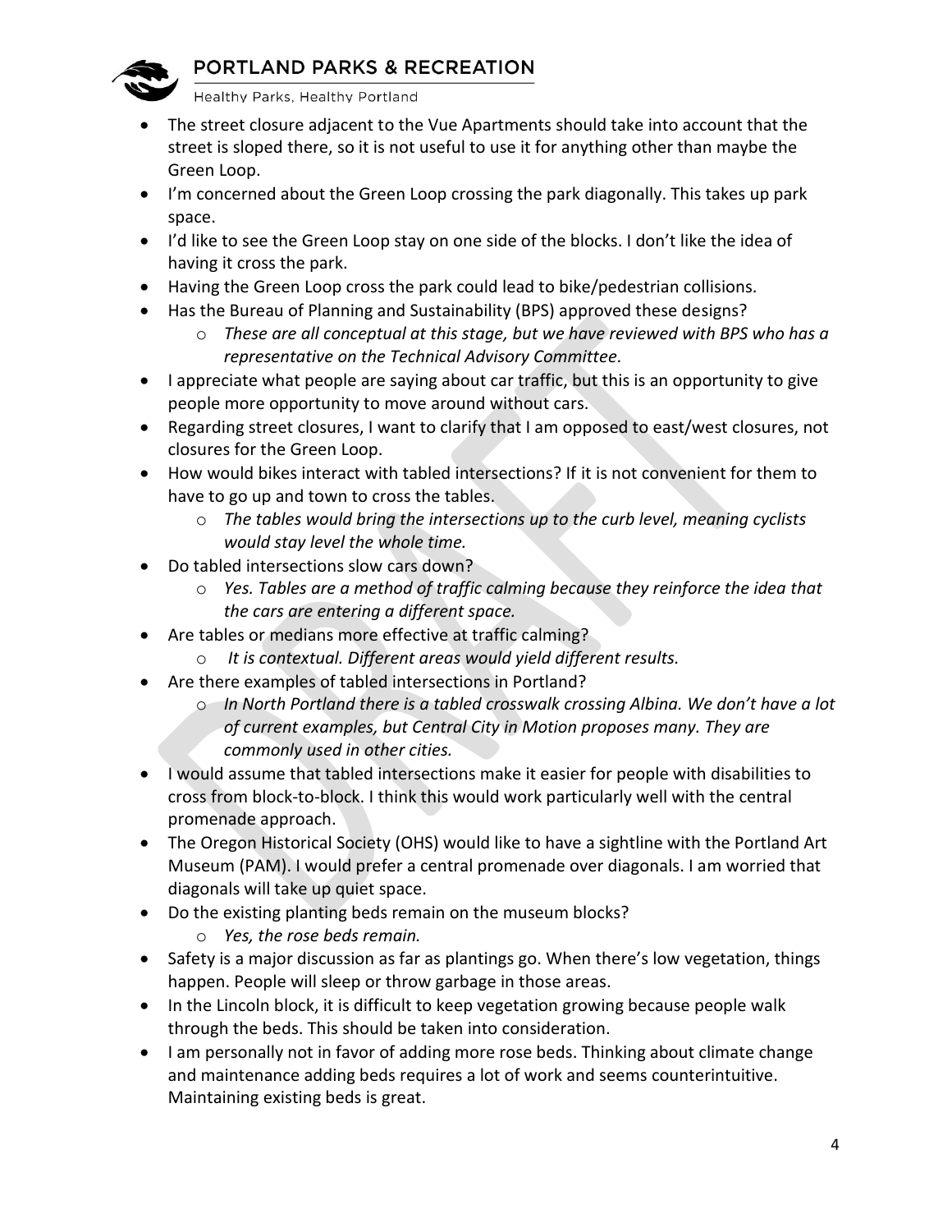- The street closure adjacent to the Vue Apartments should take into account that the street is sloped there, so it is not useful to use it for anything other than maybe the Green Loop.
- I'm concerned about the Green Loop crossing the park diagonally. This takes up park space.
- I'd like to see the Green Loop stay on one side of the blocks. I don't like the idea of having it cross the park.
- Having the Green Loop cross the park could lead to bike/pedestrian collisions.
- Has the Bureau of Planning and Sustainability (BPS) approved these designs?
  - *These are all conceptual at this stage, but we have reviewed with BPS who has a representative on the Technical Advisory Committee.*
- I appreciate what people are saying about car traffic, but this is an opportunity to give people more opportunity to move around without cars.
- Regarding street closures, I want to clarify that I am opposed to east/west closures, not closures for the Green Loop.
- How would bikes interact with tabled intersections? If it is not convenient for them to have to go up and town to cross the tables.
  - *The tables would bring the intersections up to the curb level, meaning cyclists would stay level the whole time.*
- Do tabled intersections slow cars down?
  - *Yes. Tables are a method of traffic calming because they reinforce the idea that the cars are entering a different space.*
- Are tables or medians more effective at traffic calming?
  - *It is contextual. Different areas would yield different results.*
- Are there examples of tabled intersections in Portland?
  - *In North Portland there is a tabled crosswalk crossing Albina. We don't have a lot of current examples, but Central City in Motion proposes many. They are commonly used in other cities.*
- I would assume that tabled intersections make it easier for people with disabilities to cross from block-to-block. I think this would work particularly well with the central promenade approach.
- The Oregon Historical Society (OHS) would like to have a sightline with the Portland Art Museum (PAM). I would prefer a central promenade over diagonals. I am worried that diagonals will take up quiet space.
- Do the existing planting beds remain on the museum blocks?
  - *Yes, the rose beds remain.*
- Safety is a major discussion as far as plantings go. When there's low vegetation, things happen. People will sleep or throw garbage in those areas.
- In the Lincoln block, it is difficult to keep vegetation growing because people walk through the beds. This should be taken into consideration.
- I am personally not in favor of adding more rose beds. Thinking about climate change and maintenance adding beds requires a lot of work and seems counterintuitive. Maintaining existing beds is great.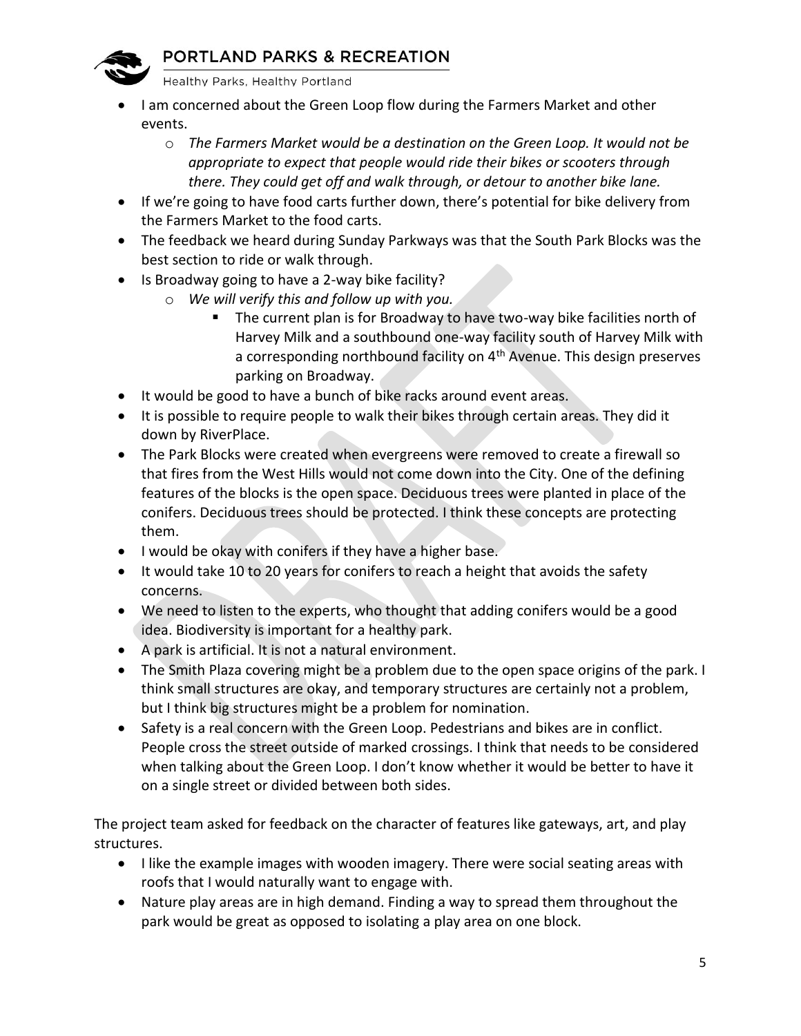- I am concerned about the Green Loop flow during the Farmers Market and other events.
    - *The Farmers Market would be a destination on the Green Loop. It would not be appropriate to expect that people would ride their bikes or scooters through there. They could get off and walk through, or detour to another bike lane.*
- If we're going to have food carts further down, there's potential for bike delivery from the Farmers Market to the food carts.
- The feedback we heard during Sunday Parkways was that the South Park Blocks was the best section to ride or walk through.
- Is Broadway going to have a 2-way bike facility?
    - *We will verify this and follow up with you.*
        - The current plan is for Broadway to have two-way bike facilities north of Harvey Milk and a southbound one-way facility south of Harvey Milk with a corresponding northbound facility on 4th Avenue. This design preserves parking on Broadway.
- It would be good to have a bunch of bike racks around event areas.
- It is possible to require people to walk their bikes through certain areas. They did it down by RiverPlace.
- The Park Blocks were created when evergreens were removed to create a firewall so that fires from the West Hills would not come down into the City. One of the defining features of the blocks is the open space. Deciduous trees were planted in place of the conifers. Deciduous trees should be protected. I think these concepts are protecting them.
- I would be okay with conifers if they have a higher base.
- It would take 10 to 20 years for conifers to reach a height that avoids the safety concerns.
- We need to listen to the experts, who thought that adding conifers would be a good idea. Biodiversity is important for a healthy park.
- A park is artificial. It is not a natural environment.
- The Smith Plaza covering might be a problem due to the open space origins of the park. I think small structures are okay, and temporary structures are certainly not a problem, but I think big structures might be a problem for nomination.
- Safety is a real concern with the Green Loop. Pedestrians and bikes are in conflict. People cross the street outside of marked crossings. I think that needs to be considered when talking about the Green Loop. I don't know whether it would be better to have it on a single street or divided between both sides.

The project team asked for feedback on the character of features like gateways, art, and play structures.

- I like the example images with wooden imagery. There were social seating areas with roofs that I would naturally want to engage with.
- Nature play areas are in high demand. Finding a way to spread them throughout the park would be great as opposed to isolating a play area on one block.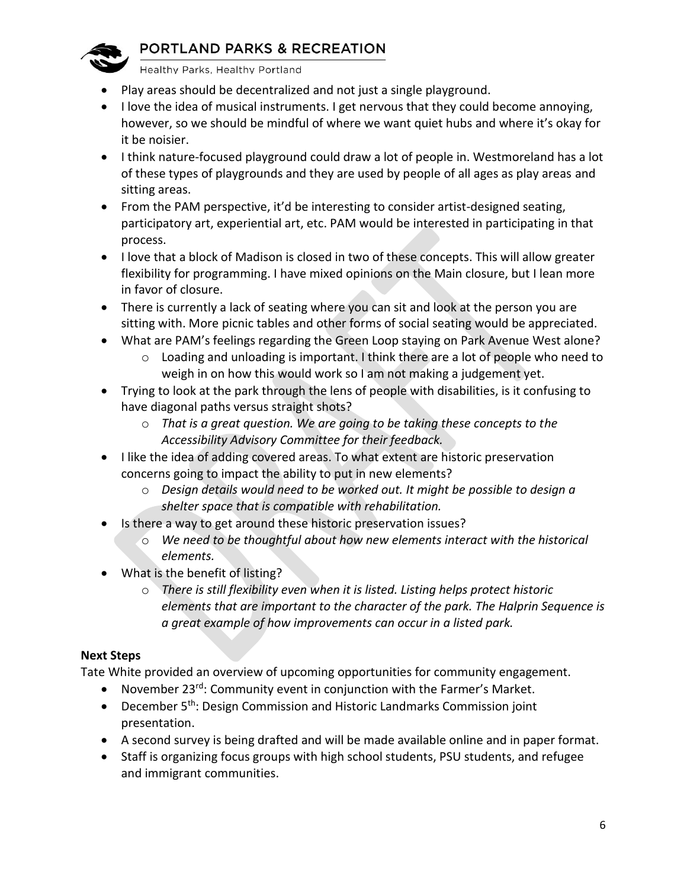- Play areas should be decentralized and not just a single playground.
- I love the idea of musical instruments. I get nervous that they could become annoying, however, so we should be mindful of where we want quiet hubs and where it's okay for it be noisier.
- I think nature-focused playground could draw a lot of people in. Westmoreland has a lot of these types of playgrounds and they are used by people of all ages as play areas and sitting areas.
- From the PAM perspective, it'd be interesting to consider artist-designed seating, participatory art, experiential art, etc. PAM would be interested in participating in that process.
- I love that a block of Madison is closed in two of these concepts. This will allow greater flexibility for programming. I have mixed opinions on the Main closure, but I lean more in favor of closure.
- There is currently a lack of seating where you can sit and look at the person you are sitting with. More picnic tables and other forms of social seating would be appreciated.
- What are PAM's feelings regarding the Green Loop staying on Park Avenue West alone?
    - Loading and unloading is important. I think there are a lot of people who need to weigh in on how this would work so I am not making a judgement yet.
- Trying to look at the park through the lens of people with disabilities, is it confusing to have diagonal paths versus straight shots?
    - *That is a great question. We are going to be taking these concepts to the Accessibility Advisory Committee for their feedback.*
- I like the idea of adding covered areas. To what extent are historic preservation concerns going to impact the ability to put in new elements?
    - *Design details would need to be worked out. It might be possible to design a shelter space that is compatible with rehabilitation.*
- Is there a way to get around these historic preservation issues?
    - *We need to be thoughtful about how new elements interact with the historical elements.*
- What is the benefit of listing?
    - *There is still flexibility even when it is listed. Listing helps protect historic elements that are important to the character of the park. The Halprin Sequence is a great example of how improvements can occur in a listed park.*

**Next Steps**

Tate White provided an overview of upcoming opportunities for community engagement.

- November 23rd: Community event in conjunction with the Farmer's Market.
- December 5th: Design Commission and Historic Landmarks Commission joint presentation.
- A second survey is being drafted and will be made available online and in paper format.
- Staff is organizing focus groups with high school students, PSU students, and refugee and immigrant communities.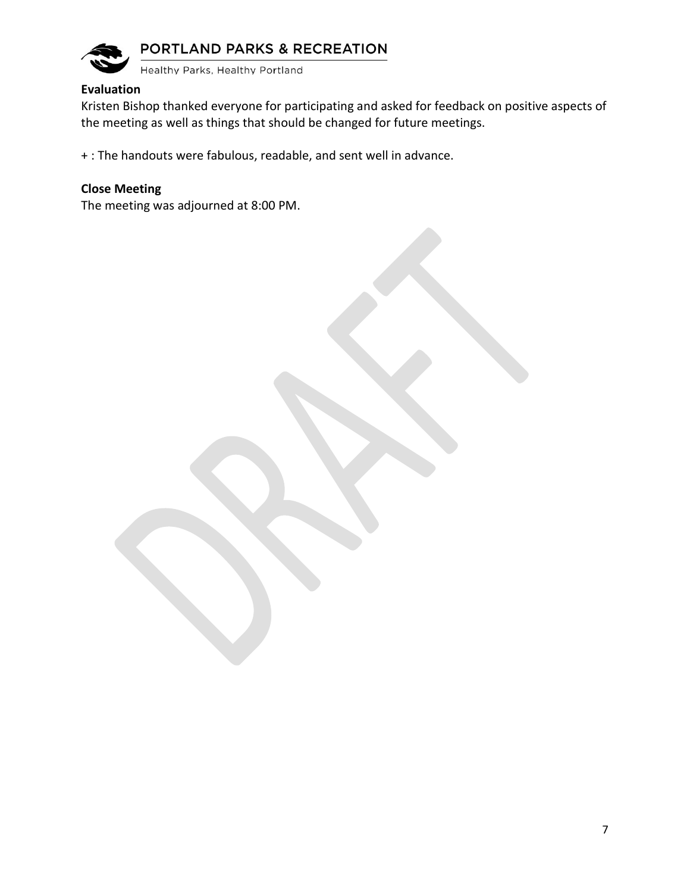**Evaluation**

Kristen Bishop thanked everyone for participating and asked for feedback on positive aspects of the meeting as well as things that should be changed for future meetings.

+ : The handouts were fabulous, readable, and sent well in advance.

**Close Meeting**

The meeting was adjourned at 8:00 PM.